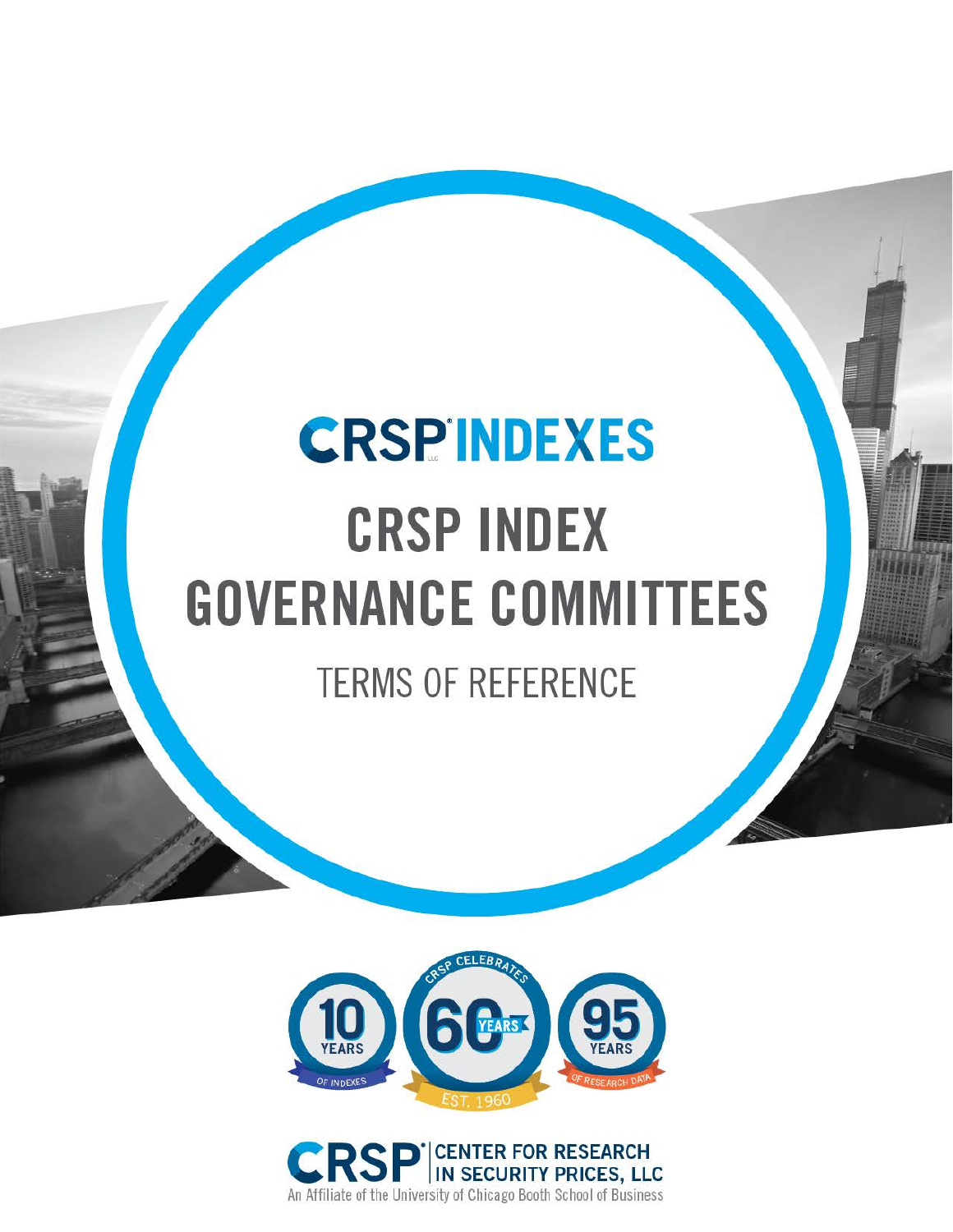# CRSP INDEXES

# CRSP INDEX GOVERNANCE COMMITTEES

## TERMS OF REFERENCE

10 YEARS OF INDEXES

CRSP CELEBRATES 60 YEARS EST. 1960

95 YEARS OF RESEARCH DATA

CRSP CENTER FOR RESEARCH IN SECURITY PRICES, LLC

An Affiliate of the University of Chicago Booth School of Business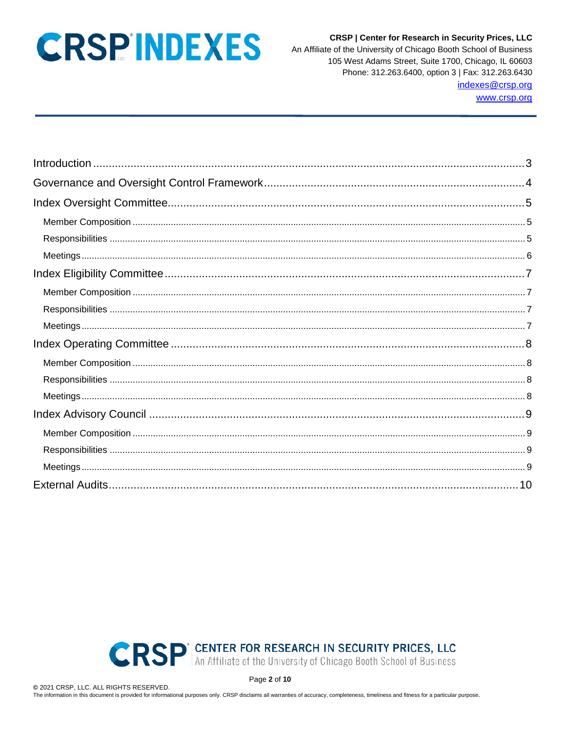| | |
|---|---|
| Introduction | 3 |
| Governance and Oversight Control Framework | 4 |
| Index Oversight Committee | 5 |
| Member Composition | 5 |
| Responsibilities | 5 |
| Meetings | 6 |
| Index Eligibility Committee | 7 |
| Member Composition | 7 |
| Responsibilities | 7 |
| Meetings | 7 |
| Index Operating Committee | 8 |
| Member Composition | 8 |
| Responsibilities | 8 |
| Meetings | 8 |
| Index Advisory Council | 9 |
| Member Composition | 9 |
| Responsibilities | 9 |
| Meetings | 9 |
| External Audits | 10 |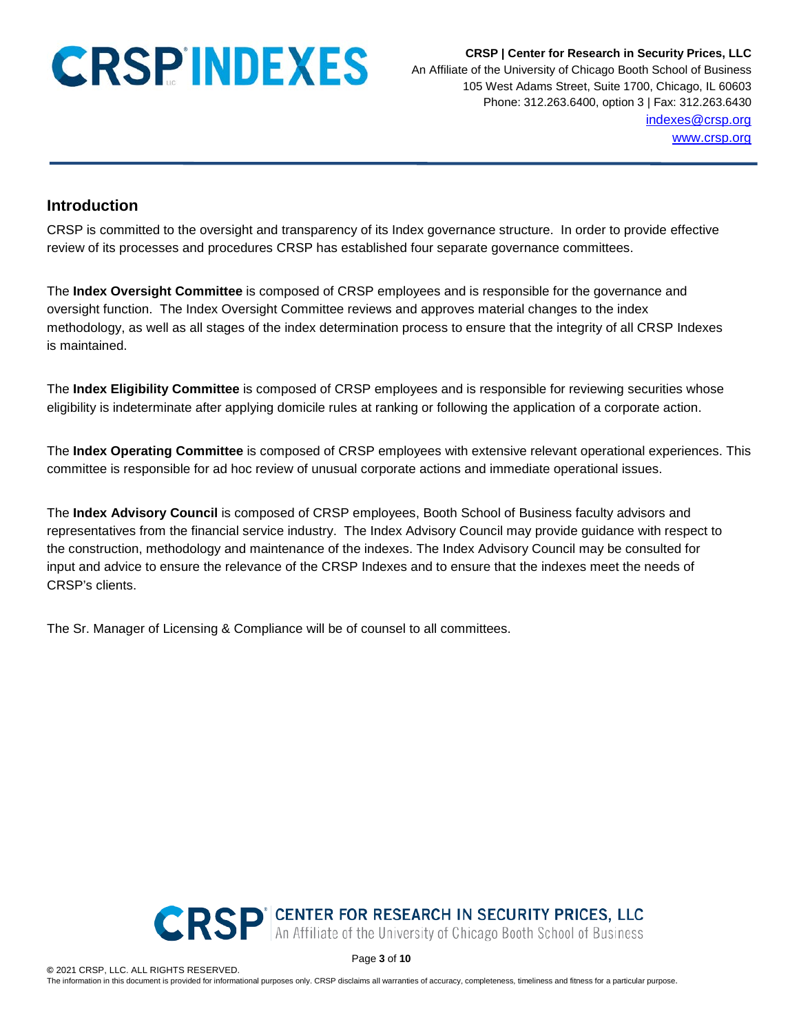## Introduction

CRSP is committed to the oversight and transparency of its Index governance structure. In order to provide effective review of its processes and procedures CRSP has established four separate governance committees.

The **Index Oversight Committee** is composed of CRSP employees and is responsible for the governance and oversight function. The Index Oversight Committee reviews and approves material changes to the index methodology, as well as all stages of the index determination process to ensure that the integrity of all CRSP Indexes is maintained.

The **Index Eligibility Committee** is composed of CRSP employees and is responsible for reviewing securities whose eligibility is indeterminate after applying domicile rules at ranking or following the application of a corporate action.

The **Index Operating Committee** is composed of CRSP employees with extensive relevant operational experiences. This committee is responsible for ad hoc review of unusual corporate actions and immediate operational issues.

The **Index Advisory Council** is composed of CRSP employees, Booth School of Business faculty advisors and representatives from the financial service industry. The Index Advisory Council may provide guidance with respect to the construction, methodology and maintenance of the indexes. The Index Advisory Council may be consulted for input and advice to ensure the relevance of the CRSP Indexes and to ensure that the indexes meet the needs of CRSP's clients.

The Sr. Manager of Licensing & Compliance will be of counsel to all committees.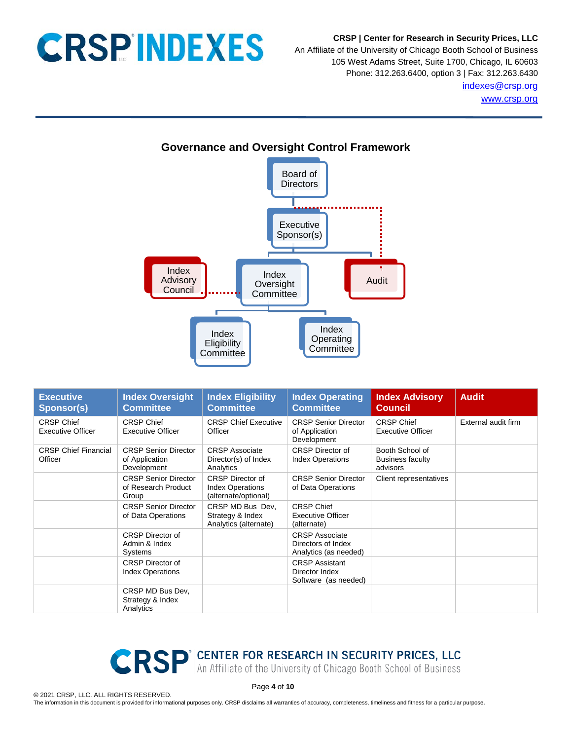## Governance and Oversight Control Framework

Board of Directors

Executive Sponsor(s)

Index Advisory Council

Index Oversight Committee

Audit

Index Eligibility Committee

Index Operating Committee

| Executive Sponsor(s) | Index Oversight Committee | Index Eligibility Committee | Index Operating Committee | Index Advisory Council | Audit |
|---|---|---|---|---|---|
| CRSP Chief Executive Officer | CRSP Chief Executive Officer | CRSP Chief Executive Officer | CRSP Senior Director of Application Development | CRSP Chief Executive Officer | External audit firm |
| CRSP Chief Financial Officer | CRSP Senior Director of Application Development | CRSP Associate Director(s) of Index Analytics | CRSP Director of Index Operations | Booth School of Business faculty advisors | |
| | CRSP Senior Director of Research Product Group | CRSP Director of Index Operations (alternate/optional) | CRSP Senior Director of Data Operations | Client representatives | |
| | CRSP Senior Director of Data Operations | CRSP MD Bus Dev, Strategy & Index Analytics (alternate) | CRSP Chief Executive Officer (alternate) | | |
| | CRSP Director of Admin & Index Systems | | CRSP Associate Directors of Index Analytics (as needed) | | |
| | CRSP Director of Index Operations | | CRSP Assistant Director Index Software (as needed) | | |
| | CRSP MD Bus Dev, Strategy & Index Analytics | | | | |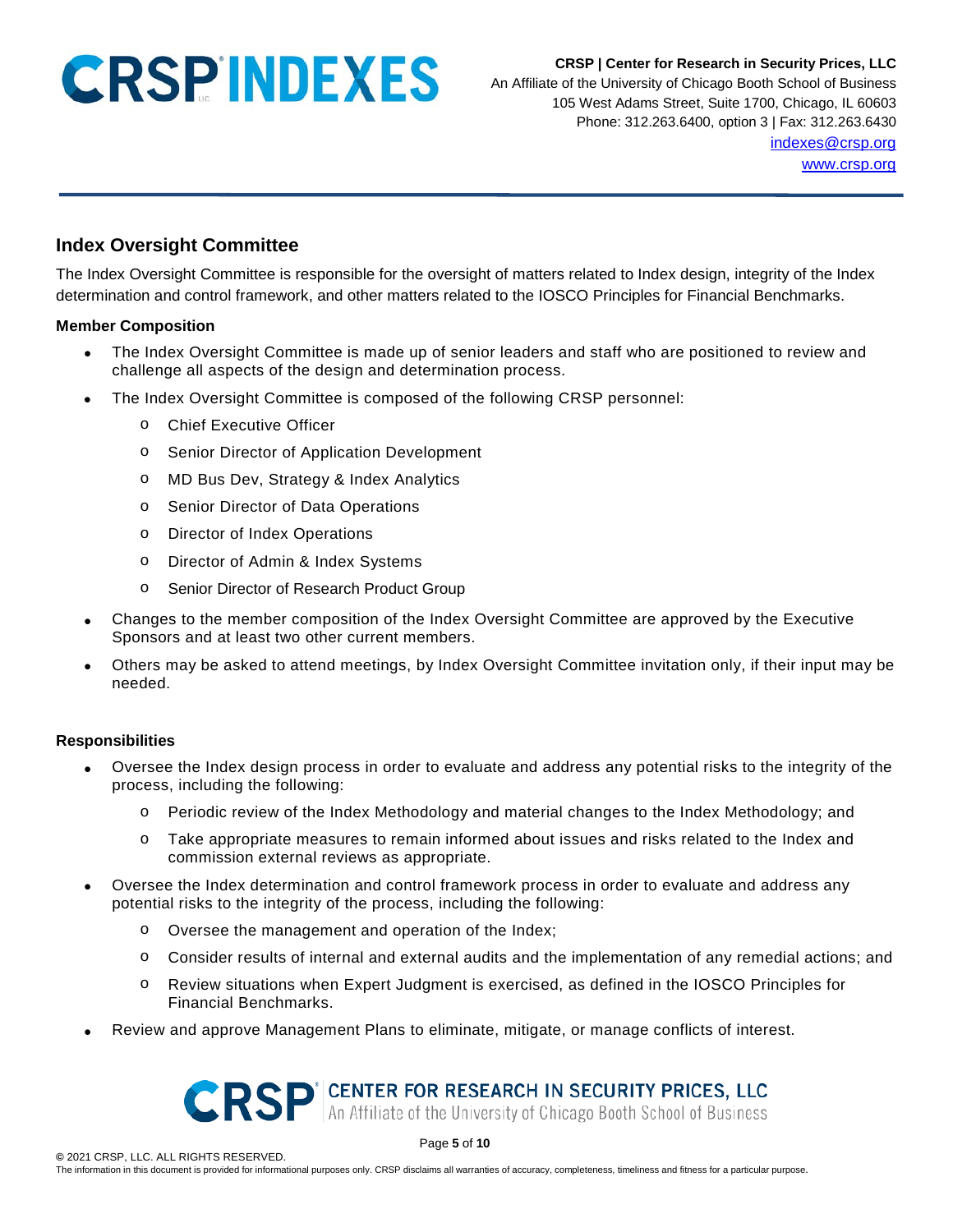## Index Oversight Committee

The Index Oversight Committee is responsible for the oversight of matters related to Index design, integrity of the Index determination and control framework, and other matters related to the IOSCO Principles for Financial Benchmarks.

### Member Composition

- The Index Oversight Committee is made up of senior leaders and staff who are positioned to review and challenge all aspects of the design and determination process.
- The Index Oversight Committee is composed of the following CRSP personnel:
  - Chief Executive Officer
  - Senior Director of Application Development
  - MD Bus Dev, Strategy & Index Analytics
  - Senior Director of Data Operations
  - Director of Index Operations
  - Director of Admin & Index Systems
  - Senior Director of Research Product Group
- Changes to the member composition of the Index Oversight Committee are approved by the Executive Sponsors and at least two other current members.
- Others may be asked to attend meetings, by Index Oversight Committee invitation only, if their input may be needed.

### Responsibilities

- Oversee the Index design process in order to evaluate and address any potential risks to the integrity of the process, including the following:
  - Periodic review of the Index Methodology and material changes to the Index Methodology; and
  - Take appropriate measures to remain informed about issues and risks related to the Index and commission external reviews as appropriate.
- Oversee the Index determination and control framework process in order to evaluate and address any potential risks to the integrity of the process, including the following:
  - Oversee the management and operation of the Index;
  - Consider results of internal and external audits and the implementation of any remedial actions; and
  - Review situations when Expert Judgment is exercised, as defined in the IOSCO Principles for Financial Benchmarks.
- Review and approve Management Plans to eliminate, mitigate, or manage conflicts of interest.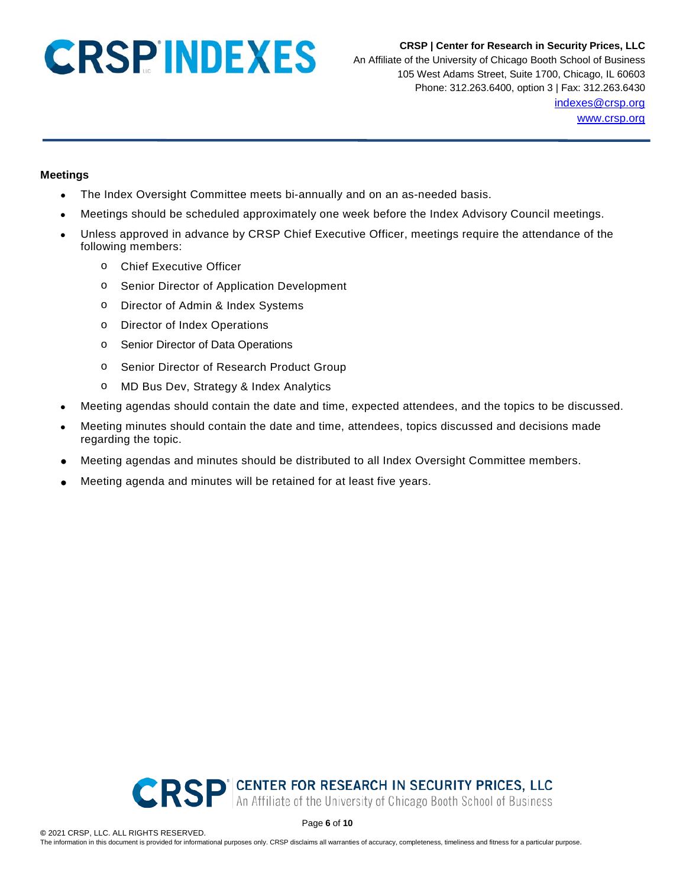**Meetings**

- The Index Oversight Committee meets bi-annually and on an as-needed basis.
- Meetings should be scheduled approximately one week before the Index Advisory Council meetings.
- Unless approved in advance by CRSP Chief Executive Officer, meetings require the attendance of the following members:
  - Chief Executive Officer
  - Senior Director of Application Development
  - Director of Admin & Index Systems
  - Director of Index Operations
  - Senior Director of Data Operations
  - Senior Director of Research Product Group
  - MD Bus Dev, Strategy & Index Analytics
- Meeting agendas should contain the date and time, expected attendees, and the topics to be discussed.
- Meeting minutes should contain the date and time, attendees, topics discussed and decisions made regarding the topic.
- Meeting agendas and minutes should be distributed to all Index Oversight Committee members.
- Meeting agenda and minutes will be retained for at least five years.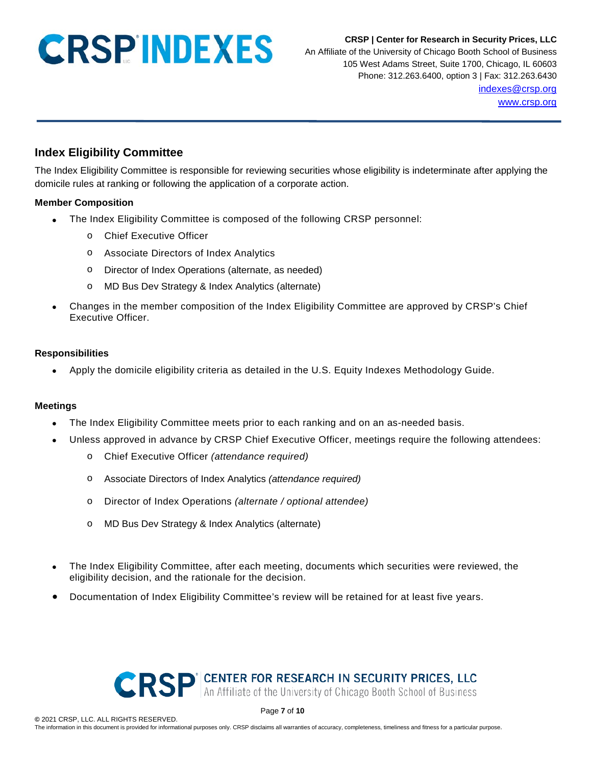## Index Eligibility Committee

The Index Eligibility Committee is responsible for reviewing securities whose eligibility is indeterminate after applying the domicile rules at ranking or following the application of a corporate action.

### Member Composition

- The Index Eligibility Committee is composed of the following CRSP personnel:
  - Chief Executive Officer
  - Associate Directors of Index Analytics
  - Director of Index Operations (alternate, as needed)
  - MD Bus Dev Strategy & Index Analytics (alternate)
- Changes in the member composition of the Index Eligibility Committee are approved by CRSP's Chief Executive Officer.

### Responsibilities

- Apply the domicile eligibility criteria as detailed in the U.S. Equity Indexes Methodology Guide.

### Meetings

- The Index Eligibility Committee meets prior to each ranking and on an as-needed basis.
- Unless approved in advance by CRSP Chief Executive Officer, meetings require the following attendees:
  - Chief Executive Officer *(attendance required)*
  - Associate Directors of Index Analytics *(attendance required)*
  - Director of Index Operations *(alternate / optional attendee)*
  - MD Bus Dev Strategy & Index Analytics (alternate)
- The Index Eligibility Committee, after each meeting, documents which securities were reviewed, the eligibility decision, and the rationale for the decision.
- Documentation of Index Eligibility Committee's review will be retained for at least five years.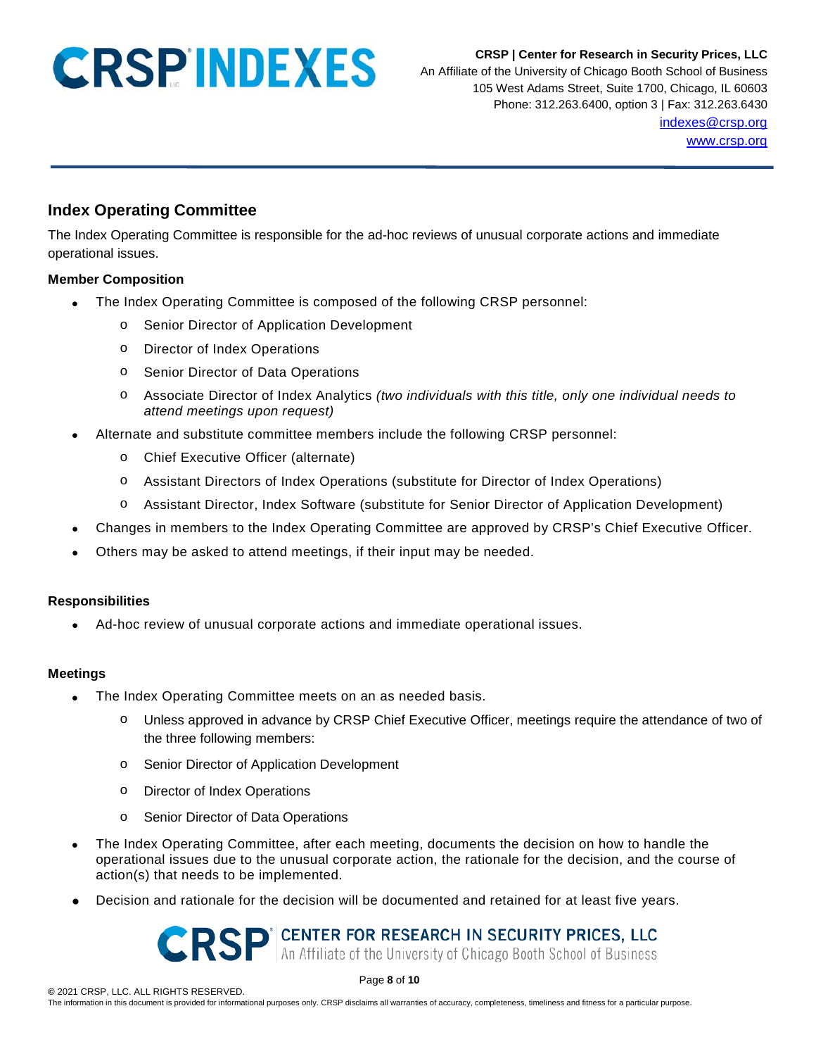## Index Operating Committee

The Index Operating Committee is responsible for the ad-hoc reviews of unusual corporate actions and immediate operational issues.

### Member Composition

- The Index Operating Committee is composed of the following CRSP personnel:
  - Senior Director of Application Development
  - Director of Index Operations
  - Senior Director of Data Operations
  - Associate Director of Index Analytics *(two individuals with this title, only one individual needs to attend meetings upon request)*
- Alternate and substitute committee members include the following CRSP personnel:
  - Chief Executive Officer (alternate)
  - Assistant Directors of Index Operations (substitute for Director of Index Operations)
  - Assistant Director, Index Software (substitute for Senior Director of Application Development)
- Changes in members to the Index Operating Committee are approved by CRSP's Chief Executive Officer.
- Others may be asked to attend meetings, if their input may be needed.

### Responsibilities

- Ad-hoc review of unusual corporate actions and immediate operational issues.

### Meetings

- The Index Operating Committee meets on an as needed basis.
  - Unless approved in advance by CRSP Chief Executive Officer, meetings require the attendance of two of the three following members:
  - Senior Director of Application Development
  - Director of Index Operations
  - Senior Director of Data Operations
- The Index Operating Committee, after each meeting, documents the decision on how to handle the operational issues due to the unusual corporate action, the rationale for the decision, and the course of action(s) that needs to be implemented.
- Decision and rationale for the decision will be documented and retained for at least five years.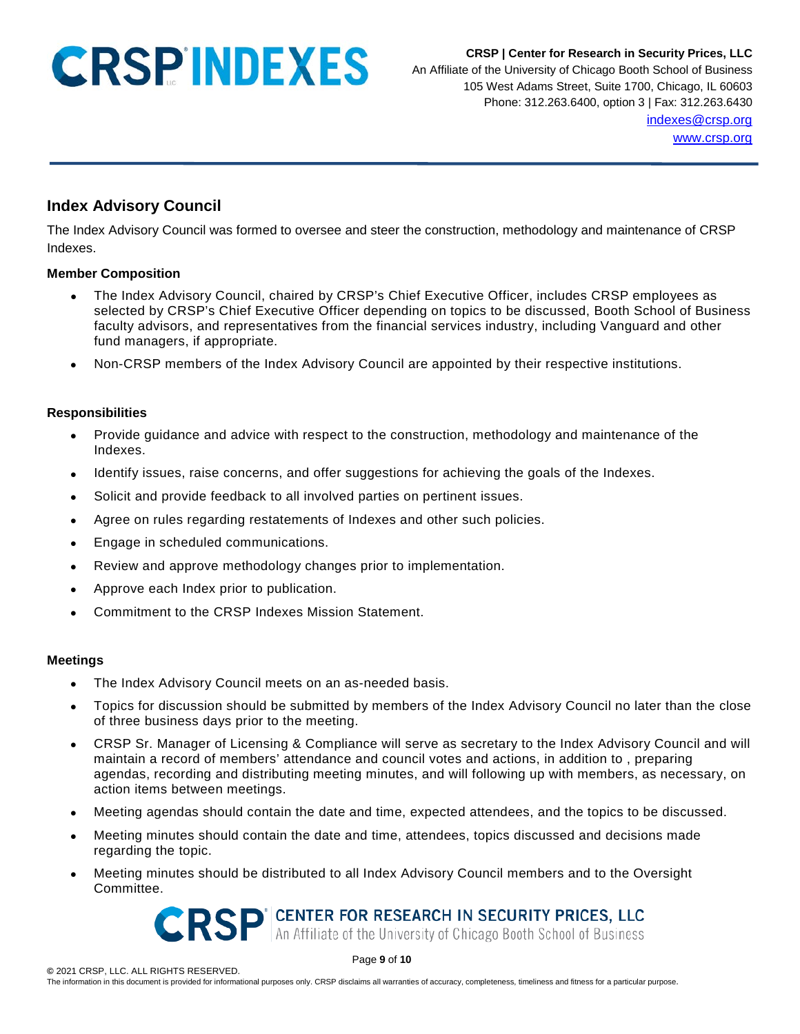## Index Advisory Council

The Index Advisory Council was formed to oversee and steer the construction, methodology and maintenance of CRSP Indexes.

### Member Composition

- The Index Advisory Council, chaired by CRSP's Chief Executive Officer, includes CRSP employees as selected by CRSP's Chief Executive Officer depending on topics to be discussed, Booth School of Business faculty advisors, and representatives from the financial services industry, including Vanguard and other fund managers, if appropriate.
- Non-CRSP members of the Index Advisory Council are appointed by their respective institutions.

### Responsibilities

- Provide guidance and advice with respect to the construction, methodology and maintenance of the Indexes.
- Identify issues, raise concerns, and offer suggestions for achieving the goals of the Indexes.
- Solicit and provide feedback to all involved parties on pertinent issues.
- Agree on rules regarding restatements of Indexes and other such policies.
- Engage in scheduled communications.
- Review and approve methodology changes prior to implementation.
- Approve each Index prior to publication.
- Commitment to the CRSP Indexes Mission Statement.

### Meetings

- The Index Advisory Council meets on an as-needed basis.
- Topics for discussion should be submitted by members of the Index Advisory Council no later than the close of three business days prior to the meeting.
- CRSP Sr. Manager of Licensing & Compliance will serve as secretary to the Index Advisory Council and will maintain a record of members' attendance and council votes and actions, in addition to , preparing agendas, recording and distributing meeting minutes, and will following up with members, as necessary, on action items between meetings.
- Meeting agendas should contain the date and time, expected attendees, and the topics to be discussed.
- Meeting minutes should contain the date and time, attendees, topics discussed and decisions made regarding the topic.
- Meeting minutes should be distributed to all Index Advisory Council members and to the Oversight Committee.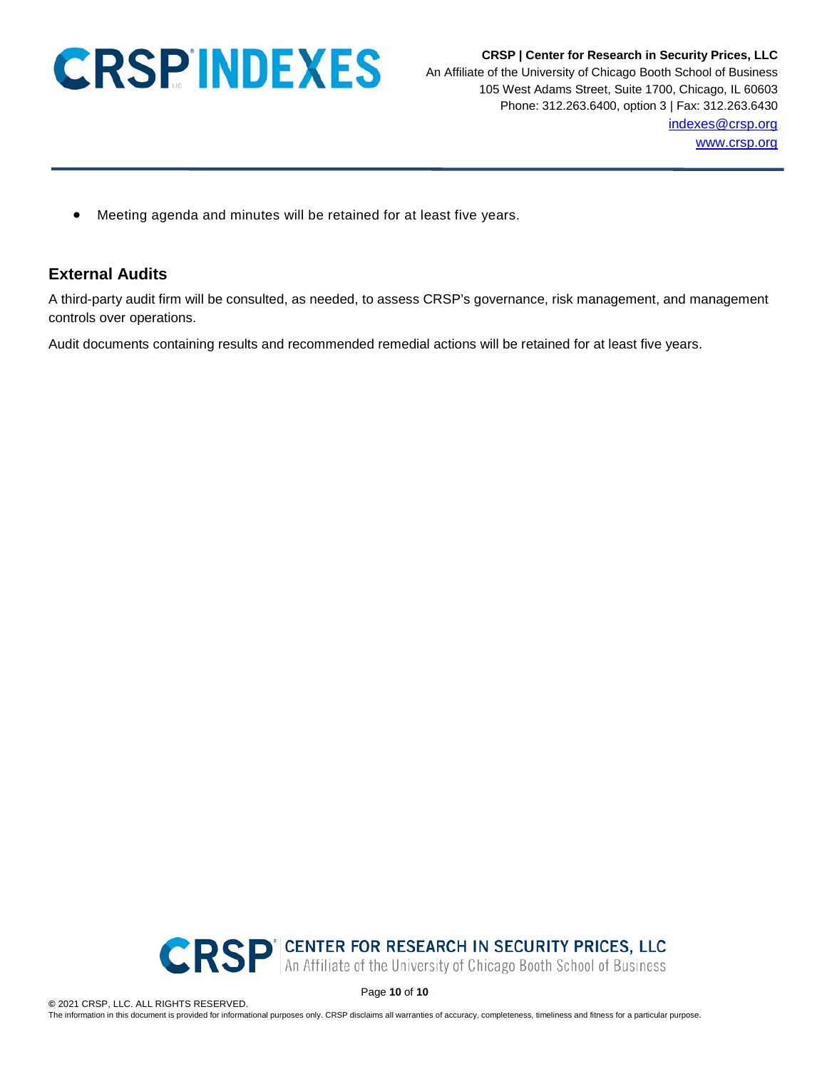- Meeting agenda and minutes will be retained for at least five years.

## External Audits

A third-party audit firm will be consulted, as needed, to assess CRSP's governance, risk management, and management controls over operations.

Audit documents containing results and recommended remedial actions will be retained for at least five years.